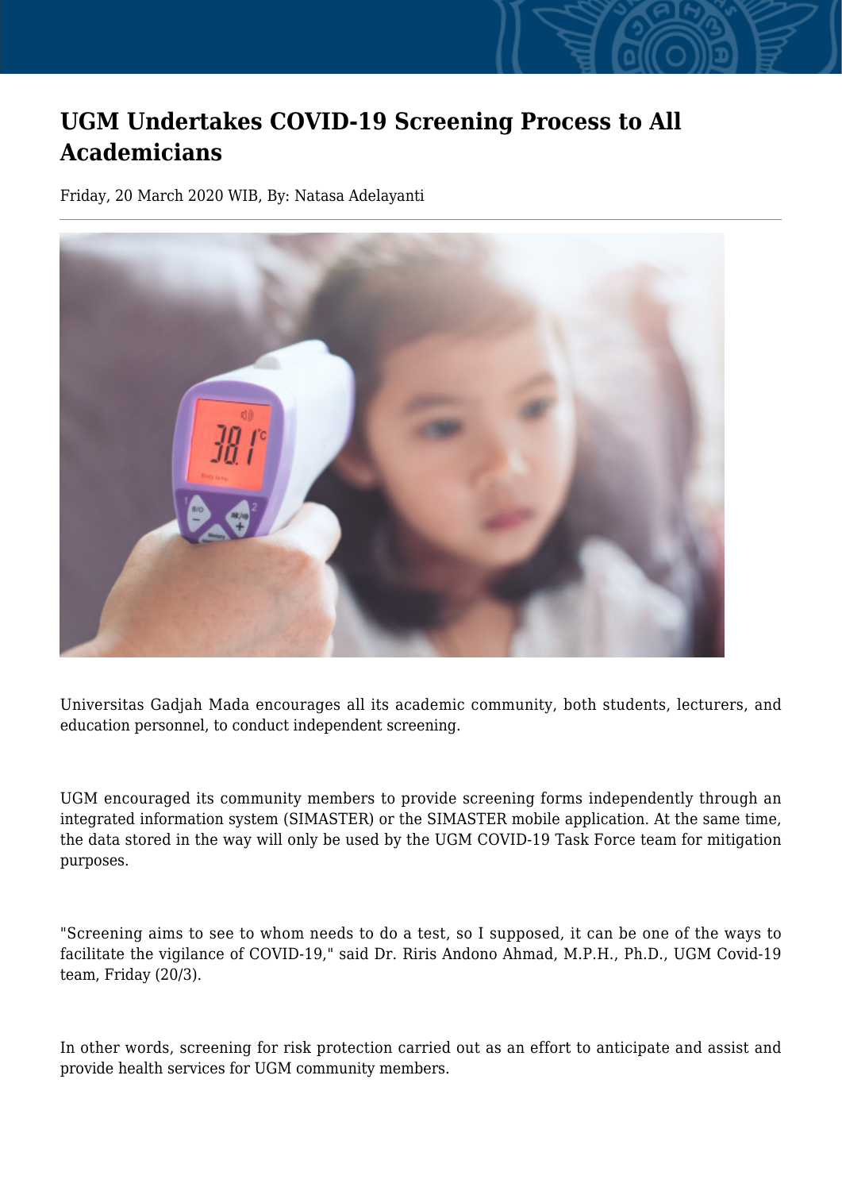# UGM Undertakes COVID-19 Screening Process to All Academicians

Friday, 20 March 2020 WIB, By: Natasa Adelayanti

Universitas Gadjah Mada encourages all its academic community, both students, lecturers, and education personnel, to conduct independent screening.

UGM encouraged its community members to provide screening forms independently through an integrated information system (SIMASTER) or the SIMASTER mobile application. At the same time, the data stored in the way will only be used by the UGM COVID-19 Task Force team for mitigation purposes.

"Screening aims to see to whom needs to do a test, so I supposed, it can be one of the ways to facilitate the vigilance of COVID-19," said Dr. Riris Andono Ahmad, M.P.H., Ph.D., UGM Covid-19 team, Friday (20/3).

In other words, screening for risk protection carried out as an effort to anticipate and assist and provide health services for UGM community members.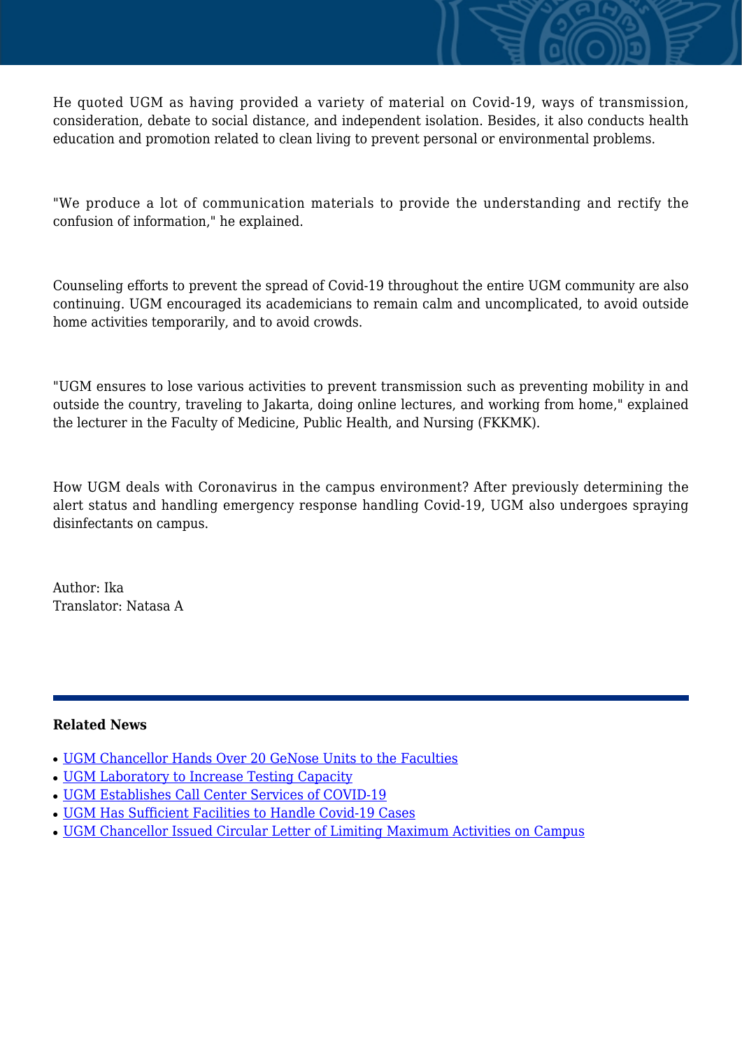He quoted UGM as having provided a variety of material on Covid-19, ways of transmission, consideration, debate to social distance, and independent isolation. Besides, it also conducts health education and promotion related to clean living to prevent personal or environmental problems.

"We produce a lot of communication materials to provide the understanding and rectify the confusion of information," he explained.

Counseling efforts to prevent the spread of Covid-19 throughout the entire UGM community are also continuing. UGM encouraged its academicians to remain calm and uncomplicated, to avoid outside home activities temporarily, and to avoid crowds.

"UGM ensures to lose various activities to prevent transmission such as preventing mobility in and outside the country, traveling to Jakarta, doing online lectures, and working from home," explained the lecturer in the Faculty of Medicine, Public Health, and Nursing (FKKMK).

How UGM deals with Coronavirus in the campus environment? After previously determining the alert status and handling emergency response handling Covid-19, UGM also undergoes spraying disinfectants on campus.

Author: Ika
Translator: Natasa A

---

**Related News**

- UGM Chancellor Hands Over 20 GeNose Units to the Faculties
- UGM Laboratory to Increase Testing Capacity
- UGM Establishes Call Center Services of COVID-19
- UGM Has Sufficient Facilities to Handle Covid-19 Cases
- UGM Chancellor Issued Circular Letter of Limiting Maximum Activities on Campus